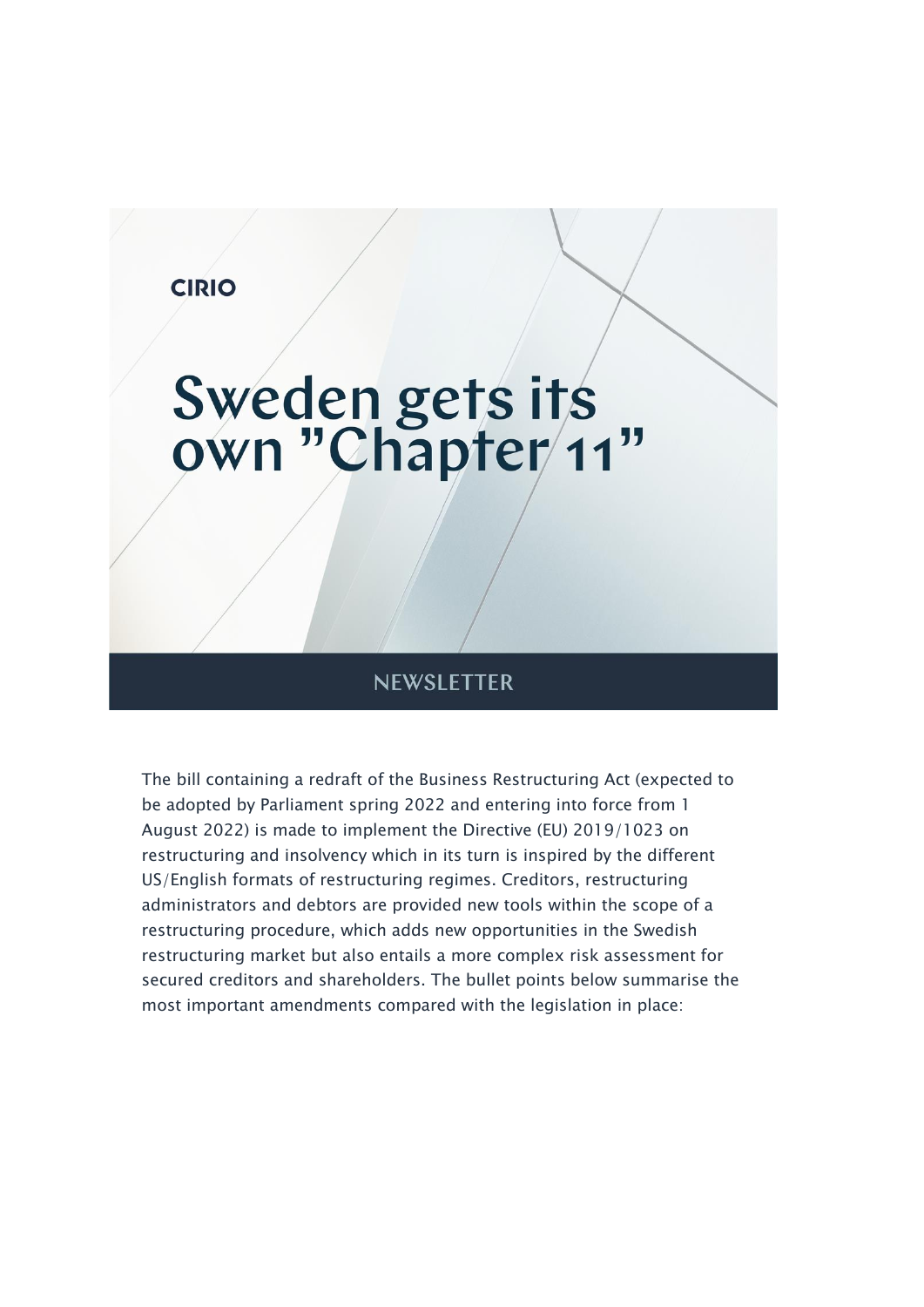CIRIO

# Sweden gets its own "Chapter 11"

NEWSLETTER

The bill containing a redraft of the Business Restructuring Act (expected to be adopted by Parliament spring 2022 and entering into force from 1 August 2022) is made to implement the Directive (EU) 2019/1023 on restructuring and insolvency which in its turn is inspired by the different US/English formats of restructuring regimes. Creditors, restructuring administrators and debtors are provided new tools within the scope of a restructuring procedure, which adds new opportunities in the Swedish restructuring market but also entails a more complex risk assessment for secured creditors and shareholders. The bullet points below summarise the most important amendments compared with the legislation in place: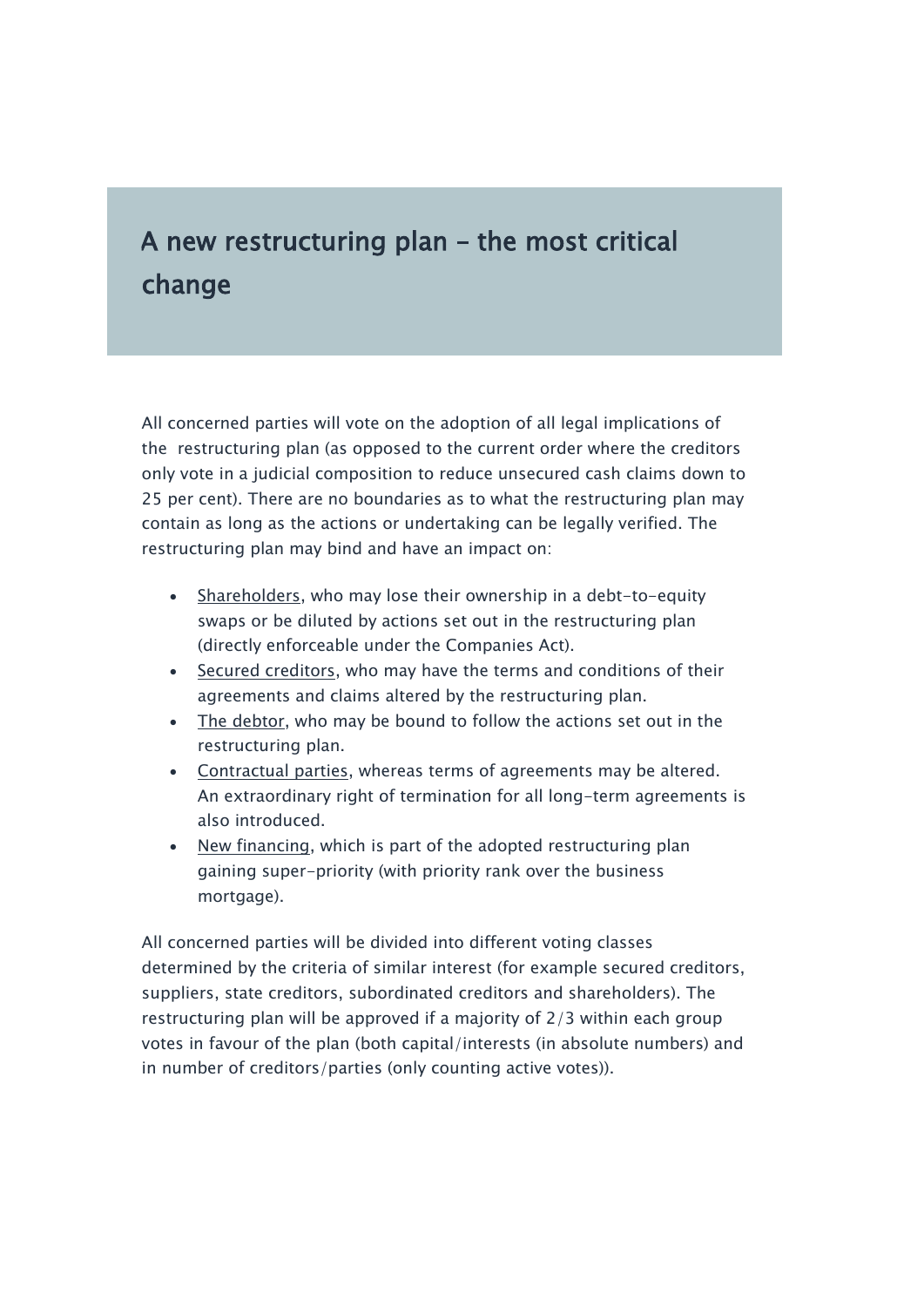## A new restructuring plan – the most critical change

All concerned parties will vote on the adoption of all legal implications of the restructuring plan (as opposed to the current order where the creditors only vote in a judicial composition to reduce unsecured cash claims down to 25 per cent). There are no boundaries as to what the restructuring plan may contain as long as the actions or undertaking can be legally verified. The restructuring plan may bind and have an impact on:

- Shareholders, who may lose their ownership in a debt-to-equity swaps or be diluted by actions set out in the restructuring plan (directly enforceable under the Companies Act).
- Secured creditors, who may have the terms and conditions of their agreements and claims altered by the restructuring plan.
- The debtor, who may be bound to follow the actions set out in the restructuring plan.
- Contractual parties, whereas terms of agreements may be altered. An extraordinary right of termination for all long-term agreements is also introduced.
- New financing, which is part of the adopted restructuring plan gaining super-priority (with priority rank over the business mortgage).

All concerned parties will be divided into different voting classes determined by the criteria of similar interest (for example secured creditors, suppliers, state creditors, subordinated creditors and shareholders). The restructuring plan will be approved if a majority of 2/3 within each group votes in favour of the plan (both capital/interests (in absolute numbers) and in number of creditors/parties (only counting active votes)).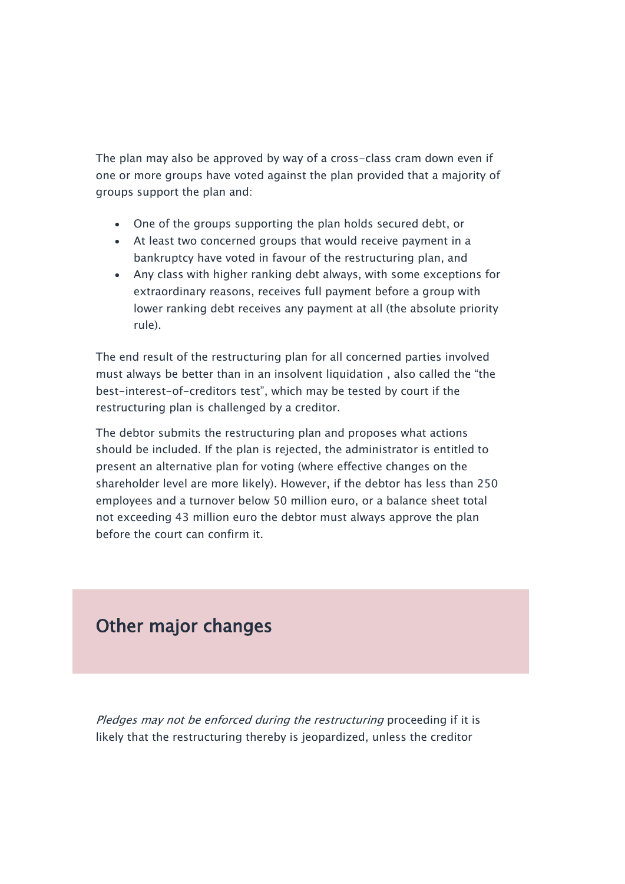The plan may also be approved by way of a cross-class cram down even if one or more groups have voted against the plan provided that a majority of groups support the plan and:

- One of the groups supporting the plan holds secured debt, or
- At least two concerned groups that would receive payment in a bankruptcy have voted in favour of the restructuring plan, and
- Any class with higher ranking debt always, with some exceptions for extraordinary reasons, receives full payment before a group with lower ranking debt receives any payment at all (the absolute priority rule).

The end result of the restructuring plan for all concerned parties involved must always be better than in an insolvent liquidation , also called the "the best-interest-of-creditors test", which may be tested by court if the restructuring plan is challenged by a creditor.

The debtor submits the restructuring plan and proposes what actions should be included. If the plan is rejected, the administrator is entitled to present an alternative plan for voting (where effective changes on the shareholder level are more likely). However, if the debtor has less than 250 employees and a turnover below 50 million euro, or a balance sheet total not exceeding 43 million euro the debtor must always approve the plan before the court can confirm it.

## Other major changes

*Pledges may not be enforced during the restructuring* proceeding if it is likely that the restructuring thereby is jeopardized, unless the creditor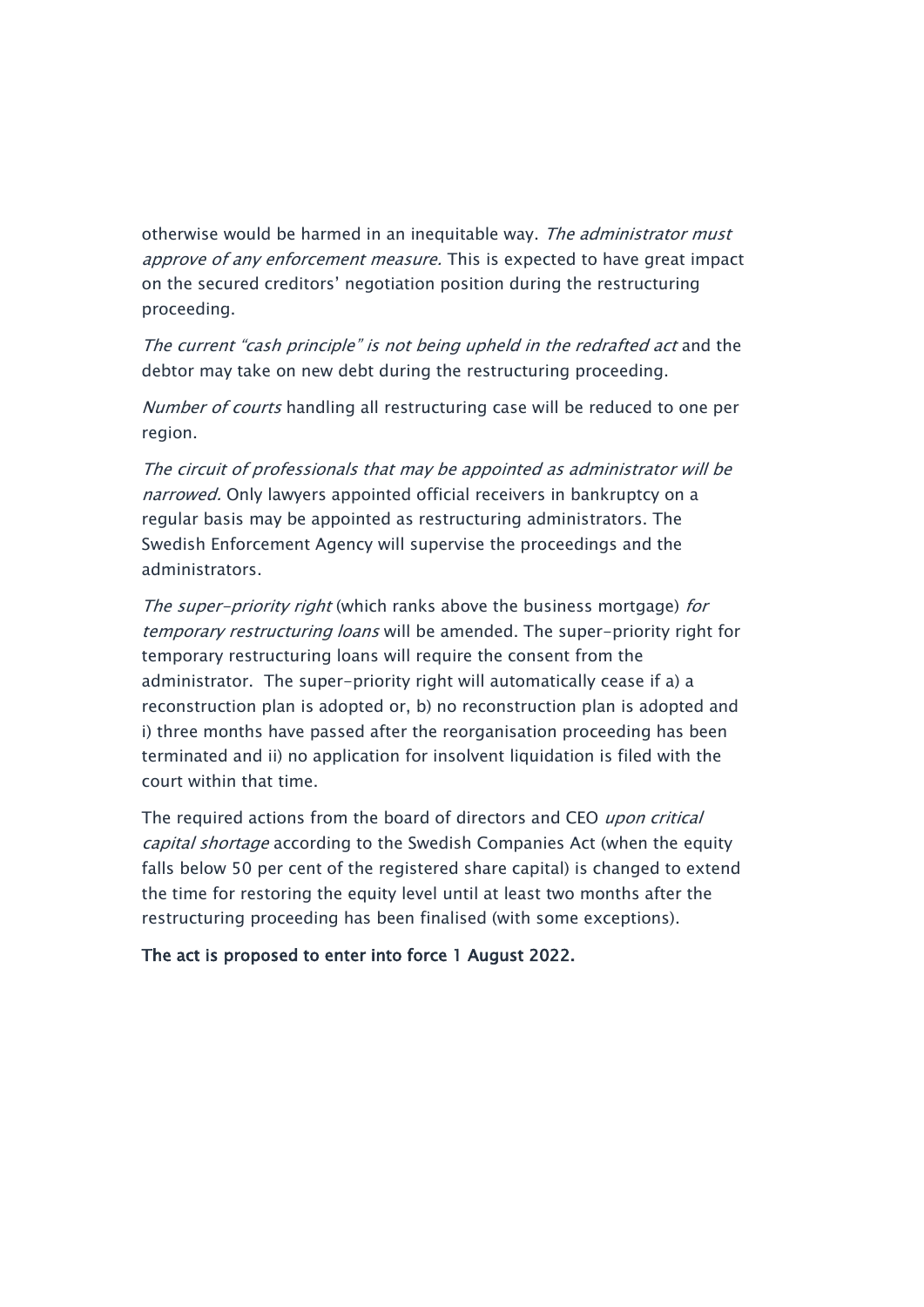otherwise would be harmed in an inequitable way. *The administrator must approve of any enforcement measure.* This is expected to have great impact on the secured creditors' negotiation position during the restructuring proceeding.

*The current "cash principle" is not being upheld in the redrafted act* and the debtor may take on new debt during the restructuring proceeding.

*Number of courts* handling all restructuring case will be reduced to one per region.

*The circuit of professionals that may be appointed as administrator will be narrowed.* Only lawyers appointed official receivers in bankruptcy on a regular basis may be appointed as restructuring administrators. The Swedish Enforcement Agency will supervise the proceedings and the administrators.

*The super-priority right* (which ranks above the business mortgage) *for temporary restructuring loans* will be amended. The super-priority right for temporary restructuring loans will require the consent from the administrator. The super-priority right will automatically cease if a) a reconstruction plan is adopted or, b) no reconstruction plan is adopted and i) three months have passed after the reorganisation proceeding has been terminated and ii) no application for insolvent liquidation is filed with the court within that time.

The required actions from the board of directors and CEO *upon critical capital shortage* according to the Swedish Companies Act (when the equity falls below 50 per cent of the registered share capital) is changed to extend the time for restoring the equity level until at least two months after the restructuring proceeding has been finalised (with some exceptions).

**The act is proposed to enter into force 1 August 2022.**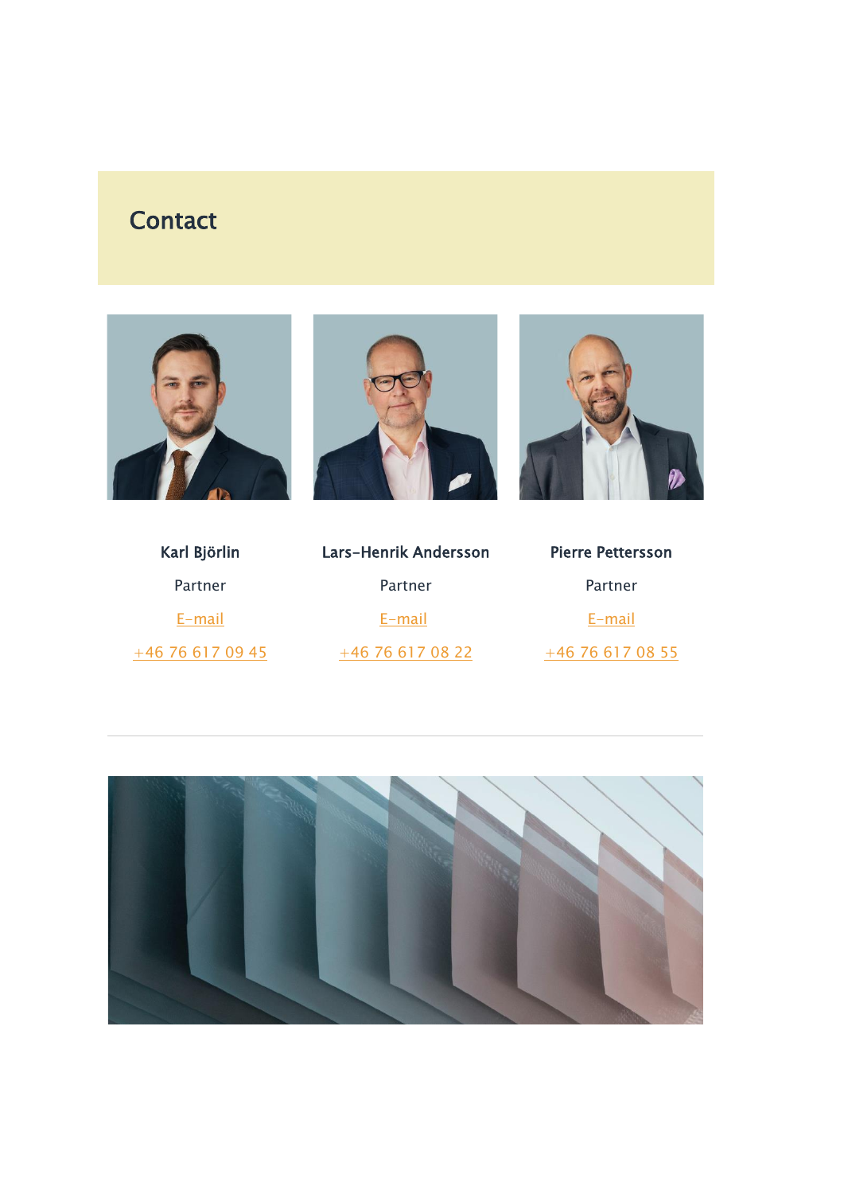## Contact

**Karl Björlin**

Partner

E-mail

+46 76 617 09 45

**Lars-Henrik Andersson**

Partner

E-mail

+46 76 617 08 22

**Pierre Pettersson**

Partner

E-mail

+46 76 617 08 55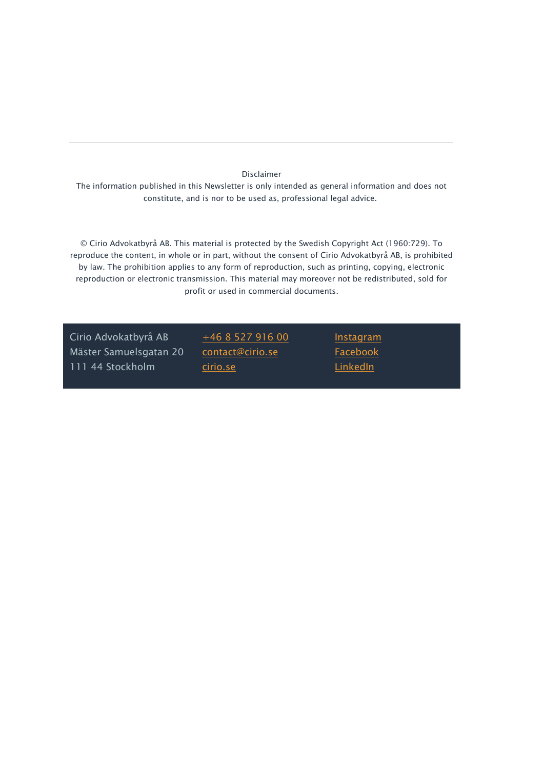---

Disclaimer

The information published in this Newsletter is only intended as general information and does not constitute, and is nor to be used as, professional legal advice.

© Cirio Advokatbyrå AB. This material is protected by the Swedish Copyright Act (1960:729). To reproduce the content, in whole or in part, without the consent of Cirio Advokatbyrå AB, is prohibited by law. The prohibition applies to any form of reproduction, such as printing, copying, electronic reproduction or electronic transmission. This material may moreover not be redistributed, sold for profit or used in commercial documents.

Cirio Advokatbyrå AB
Mäster Samuelsgatan 20
111 44 Stockholm

+46 8 527 916 00
contact@cirio.se
cirio.se

Instagram
Facebook
LinkedIn